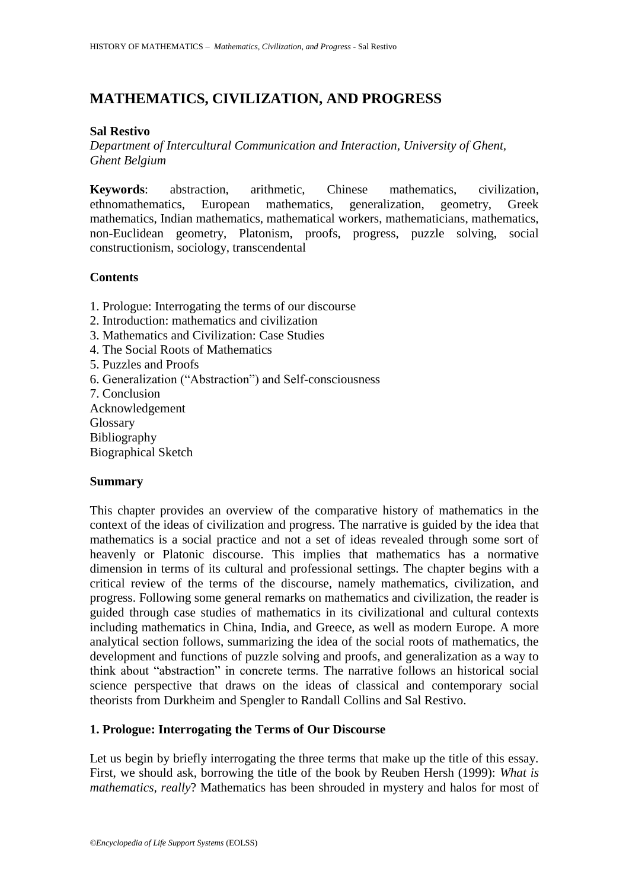# MATHEMATICS, CIVILIZATION, AND PROGRESS

**Sal Restivo**

*Department of Intercultural Communication and Interaction, University of Ghent, Ghent Belgium*

**Keywords**: abstraction, arithmetic, Chinese mathematics, civilization, ethnomathematics, European mathematics, generalization, geometry, Greek mathematics, Indian mathematics, mathematical workers, mathematicians, mathematics, non-Euclidean geometry, Platonism, proofs, progress, puzzle solving, social constructionism, sociology, transcendental

## Contents

1. Prologue: Interrogating the terms of our discourse
2. Introduction: mathematics and civilization
3. Mathematics and Civilization: Case Studies
4. The Social Roots of Mathematics
5. Puzzles and Proofs
6. Generalization ("Abstraction") and Self-consciousness
7. Conclusion

Acknowledgement
Glossary
Bibliography
Biographical Sketch

## Summary

This chapter provides an overview of the comparative history of mathematics in the context of the ideas of civilization and progress. The narrative is guided by the idea that mathematics is a social practice and not a set of ideas revealed through some sort of heavenly or Platonic discourse. This implies that mathematics has a normative dimension in terms of its cultural and professional settings. The chapter begins with a critical review of the terms of the discourse, namely mathematics, civilization, and progress. Following some general remarks on mathematics and civilization, the reader is guided through case studies of mathematics in its civilizational and cultural contexts including mathematics in China, India, and Greece, as well as modern Europe. A more analytical section follows, summarizing the idea of the social roots of mathematics, the development and functions of puzzle solving and proofs, and generalization as a way to think about "abstraction" in concrete terms. The narrative follows an historical social science perspective that draws on the ideas of classical and contemporary social theorists from Durkheim and Spengler to Randall Collins and Sal Restivo.

## 1. Prologue: Interrogating the Terms of Our Discourse

Let us begin by briefly interrogating the three terms that make up the title of this essay. First, we should ask, borrowing the title of the book by Reuben Hersh (1999): *What is mathematics, really*? Mathematics has been shrouded in mystery and halos for most of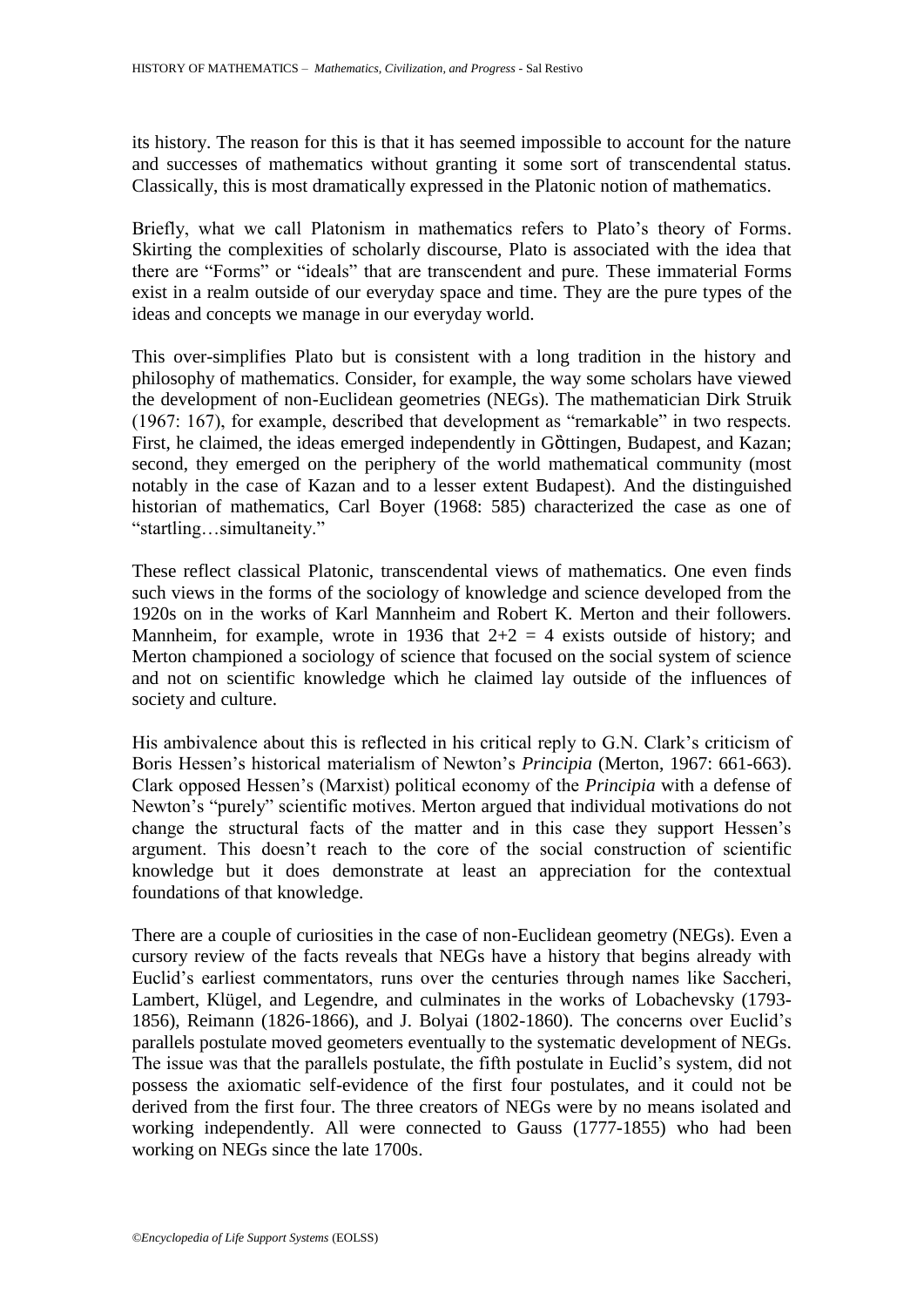its history. The reason for this is that it has seemed impossible to account for the nature and successes of mathematics without granting it some sort of transcendental status. Classically, this is most dramatically expressed in the Platonic notion of mathematics.

Briefly, what we call Platonism in mathematics refers to Plato's theory of Forms. Skirting the complexities of scholarly discourse, Plato is associated with the idea that there are "Forms" or "ideals" that are transcendent and pure. These immaterial Forms exist in a realm outside of our everyday space and time. They are the pure types of the ideas and concepts we manage in our everyday world.

This over-simplifies Plato but is consistent with a long tradition in the history and philosophy of mathematics. Consider, for example, the way some scholars have viewed the development of non-Euclidean geometries (NEGs). The mathematician Dirk Struik (1967: 167), for example, described that development as "remarkable" in two respects. First, he claimed, the ideas emerged independently in Gòttingen, Budapest, and Kazan; second, they emerged on the periphery of the world mathematical community (most notably in the case of Kazan and to a lesser extent Budapest). And the distinguished historian of mathematics, Carl Boyer (1968: 585) characterized the case as one of "startling…simultaneity."

These reflect classical Platonic, transcendental views of mathematics. One even finds such views in the forms of the sociology of knowledge and science developed from the 1920s on in the works of Karl Mannheim and Robert K. Merton and their followers. Mannheim, for example, wrote in 1936 that 2+2 = 4 exists outside of history; and Merton championed a sociology of science that focused on the social system of science and not on scientific knowledge which he claimed lay outside of the influences of society and culture.

His ambivalence about this is reflected in his critical reply to G.N. Clark's criticism of Boris Hessen's historical materialism of Newton's *Principia* (Merton, 1967: 661-663). Clark opposed Hessen's (Marxist) political economy of the *Principia* with a defense of Newton's "purely" scientific motives. Merton argued that individual motivations do not change the structural facts of the matter and in this case they support Hessen's argument. This doesn't reach to the core of the social construction of scientific knowledge but it does demonstrate at least an appreciation for the contextual foundations of that knowledge.

There are a couple of curiosities in the case of non-Euclidean geometry (NEGs). Even a cursory review of the facts reveals that NEGs have a history that begins already with Euclid's earliest commentators, runs over the centuries through names like Saccheri, Lambert, Klügel, and Legendre, and culminates in the works of Lobachevsky (1793-1856), Reimann (1826-1866), and J. Bolyai (1802-1860). The concerns over Euclid's parallels postulate moved geometers eventually to the systematic development of NEGs. The issue was that the parallels postulate, the fifth postulate in Euclid's system, did not possess the axiomatic self-evidence of the first four postulates, and it could not be derived from the first four. The three creators of NEGs were by no means isolated and working independently. All were connected to Gauss (1777-1855) who had been working on NEGs since the late 1700s.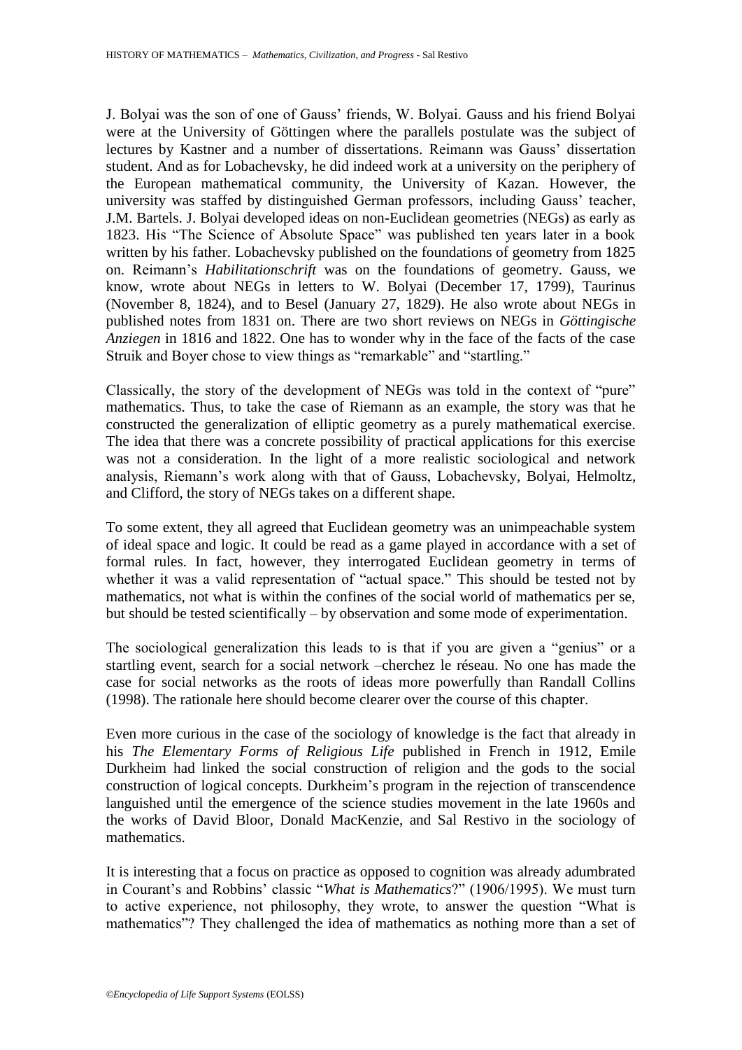J. Bolyai was the son of one of Gauss' friends, W. Bolyai. Gauss and his friend Bolyai were at the University of Göttingen where the parallels postulate was the subject of lectures by Kastner and a number of dissertations. Reimann was Gauss' dissertation student. And as for Lobachevsky, he did indeed work at a university on the periphery of the European mathematical community, the University of Kazan. However, the university was staffed by distinguished German professors, including Gauss' teacher, J.M. Bartels. J. Bolyai developed ideas on non-Euclidean geometries (NEGs) as early as 1823. His "The Science of Absolute Space" was published ten years later in a book written by his father. Lobachevsky published on the foundations of geometry from 1825 on. Reimann's *Habilitationschrift* was on the foundations of geometry. Gauss, we know, wrote about NEGs in letters to W. Bolyai (December 17, 1799), Taurinus (November 8, 1824), and to Besel (January 27, 1829). He also wrote about NEGs in published notes from 1831 on. There are two short reviews on NEGs in *Göttingische Anziegen* in 1816 and 1822. One has to wonder why in the face of the facts of the case Struik and Boyer chose to view things as "remarkable" and "startling."

Classically, the story of the development of NEGs was told in the context of "pure" mathematics. Thus, to take the case of Riemann as an example, the story was that he constructed the generalization of elliptic geometry as a purely mathematical exercise. The idea that there was a concrete possibility of practical applications for this exercise was not a consideration. In the light of a more realistic sociological and network analysis, Riemann's work along with that of Gauss, Lobachevsky, Bolyai, Helmoltz, and Clifford, the story of NEGs takes on a different shape.

To some extent, they all agreed that Euclidean geometry was an unimpeachable system of ideal space and logic. It could be read as a game played in accordance with a set of formal rules. In fact, however, they interrogated Euclidean geometry in terms of whether it was a valid representation of "actual space." This should be tested not by mathematics, not what is within the confines of the social world of mathematics per se, but should be tested scientifically – by observation and some mode of experimentation.

The sociological generalization this leads to is that if you are given a "genius" or a startling event, search for a social network –cherchez le réseau. No one has made the case for social networks as the roots of ideas more powerfully than Randall Collins (1998). The rationale here should become clearer over the course of this chapter.

Even more curious in the case of the sociology of knowledge is the fact that already in his *The Elementary Forms of Religious Life* published in French in 1912, Emile Durkheim had linked the social construction of religion and the gods to the social construction of logical concepts. Durkheim's program in the rejection of transcendence languished until the emergence of the science studies movement in the late 1960s and the works of David Bloor, Donald MacKenzie, and Sal Restivo in the sociology of mathematics.

It is interesting that a focus on practice as opposed to cognition was already adumbrated in Courant's and Robbins' classic "*What is Mathematics*?" (1906/1995). We must turn to active experience, not philosophy, they wrote, to answer the question "What is mathematics"? They challenged the idea of mathematics as nothing more than a set of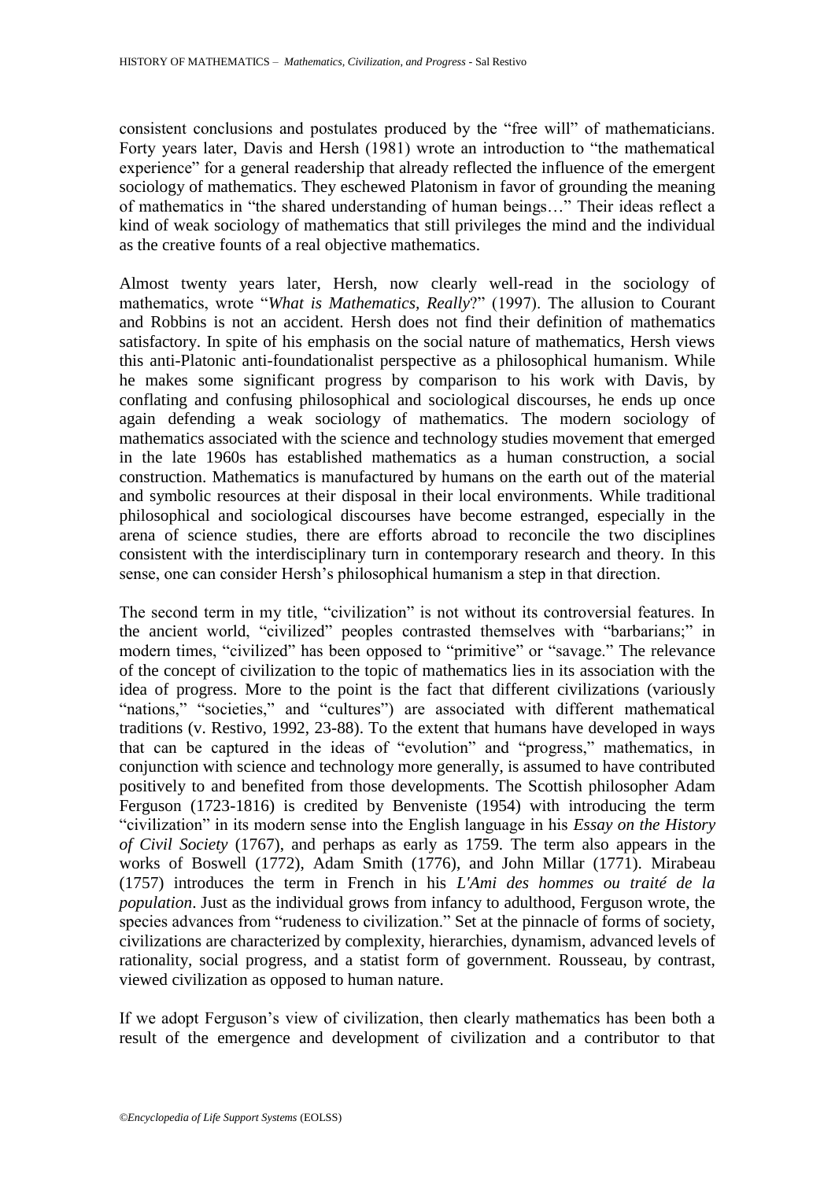consistent conclusions and postulates produced by the "free will" of mathematicians. Forty years later, Davis and Hersh (1981) wrote an introduction to "the mathematical experience" for a general readership that already reflected the influence of the emergent sociology of mathematics. They eschewed Platonism in favor of grounding the meaning of mathematics in "the shared understanding of human beings…" Their ideas reflect a kind of weak sociology of mathematics that still privileges the mind and the individual as the creative founts of a real objective mathematics.

Almost twenty years later, Hersh, now clearly well-read in the sociology of mathematics, wrote "*What is Mathematics, Really*?" (1997). The allusion to Courant and Robbins is not an accident. Hersh does not find their definition of mathematics satisfactory. In spite of his emphasis on the social nature of mathematics, Hersh views this anti-Platonic anti-foundationalist perspective as a philosophical humanism. While he makes some significant progress by comparison to his work with Davis, by conflating and confusing philosophical and sociological discourses, he ends up once again defending a weak sociology of mathematics. The modern sociology of mathematics associated with the science and technology studies movement that emerged in the late 1960s has established mathematics as a human construction, a social construction. Mathematics is manufactured by humans on the earth out of the material and symbolic resources at their disposal in their local environments. While traditional philosophical and sociological discourses have become estranged, especially in the arena of science studies, there are efforts abroad to reconcile the two disciplines consistent with the interdisciplinary turn in contemporary research and theory. In this sense, one can consider Hersh's philosophical humanism a step in that direction.

The second term in my title, "civilization" is not without its controversial features. In the ancient world, "civilized" peoples contrasted themselves with "barbarians;" in modern times, "civilized" has been opposed to "primitive" or "savage." The relevance of the concept of civilization to the topic of mathematics lies in its association with the idea of progress. More to the point is the fact that different civilizations (variously "nations," "societies," and "cultures") are associated with different mathematical traditions (v. Restivo, 1992, 23-88). To the extent that humans have developed in ways that can be captured in the ideas of "evolution" and "progress," mathematics, in conjunction with science and technology more generally, is assumed to have contributed positively to and benefited from those developments. The Scottish philosopher Adam Ferguson (1723-1816) is credited by Benveniste (1954) with introducing the term "civilization" in its modern sense into the English language in his *Essay on the History of Civil Society* (1767), and perhaps as early as 1759. The term also appears in the works of Boswell (1772), Adam Smith (1776), and John Millar (1771). Mirabeau (1757) introduces the term in French in his *L'Ami des hommes ou traité de la population*. Just as the individual grows from infancy to adulthood, Ferguson wrote, the species advances from "rudeness to civilization." Set at the pinnacle of forms of society, civilizations are characterized by complexity, hierarchies, dynamism, advanced levels of rationality, social progress, and a statist form of government. Rousseau, by contrast, viewed civilization as opposed to human nature.

If we adopt Ferguson's view of civilization, then clearly mathematics has been both a result of the emergence and development of civilization and a contributor to that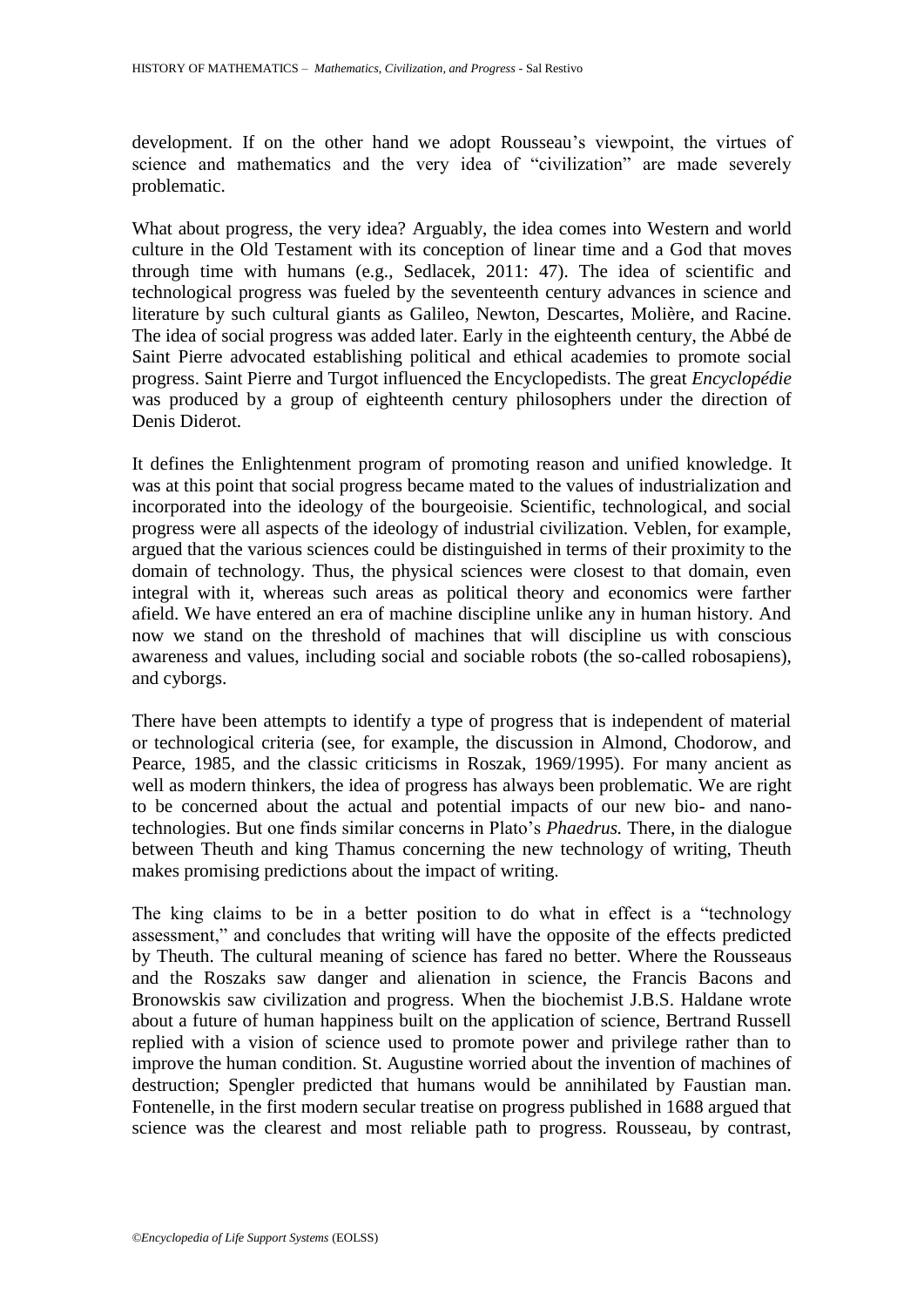development. If on the other hand we adopt Rousseau's viewpoint, the virtues of science and mathematics and the very idea of "civilization" are made severely problematic.

What about progress, the very idea? Arguably, the idea comes into Western and world culture in the Old Testament with its conception of linear time and a God that moves through time with humans (e.g., Sedlacek, 2011: 47). The idea of scientific and technological progress was fueled by the seventeenth century advances in science and literature by such cultural giants as Galileo, Newton, Descartes, Molière, and Racine. The idea of social progress was added later. Early in the eighteenth century, the Abbé de Saint Pierre advocated establishing political and ethical academies to promote social progress. Saint Pierre and Turgot influenced the Encyclopedists. The great *Encyclopédie* was produced by a group of eighteenth century philosophers under the direction of Denis Diderot.

It defines the Enlightenment program of promoting reason and unified knowledge. It was at this point that social progress became mated to the values of industrialization and incorporated into the ideology of the bourgeoisie. Scientific, technological, and social progress were all aspects of the ideology of industrial civilization. Veblen, for example, argued that the various sciences could be distinguished in terms of their proximity to the domain of technology. Thus, the physical sciences were closest to that domain, even integral with it, whereas such areas as political theory and economics were farther afield. We have entered an era of machine discipline unlike any in human history. And now we stand on the threshold of machines that will discipline us with conscious awareness and values, including social and sociable robots (the so-called robosapiens), and cyborgs.

There have been attempts to identify a type of progress that is independent of material or technological criteria (see, for example, the discussion in Almond, Chodorow, and Pearce, 1985, and the classic criticisms in Roszak, 1969/1995). For many ancient as well as modern thinkers, the idea of progress has always been problematic. We are right to be concerned about the actual and potential impacts of our new bio- and nano-technologies. But one finds similar concerns in Plato's *Phaedrus.* There, in the dialogue between Theuth and king Thamus concerning the new technology of writing, Theuth makes promising predictions about the impact of writing.

The king claims to be in a better position to do what in effect is a "technology assessment," and concludes that writing will have the opposite of the effects predicted by Theuth. The cultural meaning of science has fared no better. Where the Rousseaus and the Roszaks saw danger and alienation in science, the Francis Bacons and Bronowskis saw civilization and progress. When the biochemist J.B.S. Haldane wrote about a future of human happiness built on the application of science, Bertrand Russell replied with a vision of science used to promote power and privilege rather than to improve the human condition. St. Augustine worried about the invention of machines of destruction; Spengler predicted that humans would be annihilated by Faustian man. Fontenelle, in the first modern secular treatise on progress published in 1688 argued that science was the clearest and most reliable path to progress. Rousseau, by contrast,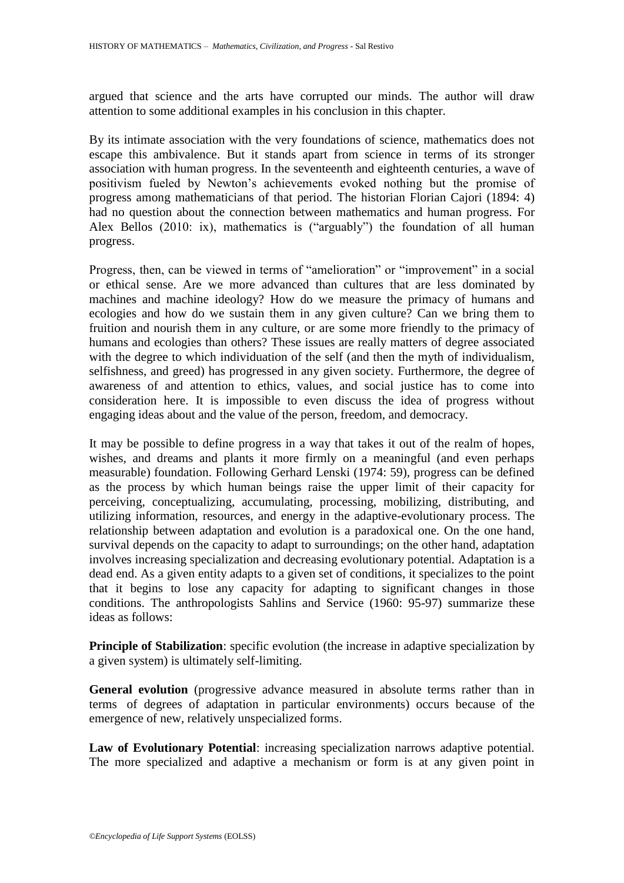argued that science and the arts have corrupted our minds. The author will draw attention to some additional examples in his conclusion in this chapter.

By its intimate association with the very foundations of science, mathematics does not escape this ambivalence. But it stands apart from science in terms of its stronger association with human progress. In the seventeenth and eighteenth centuries, a wave of positivism fueled by Newton's achievements evoked nothing but the promise of progress among mathematicians of that period. The historian Florian Cajori (1894: 4) had no question about the connection between mathematics and human progress. For Alex Bellos (2010: ix), mathematics is ("arguably") the foundation of all human progress.

Progress, then, can be viewed in terms of "amelioration" or "improvement" in a social or ethical sense. Are we more advanced than cultures that are less dominated by machines and machine ideology? How do we measure the primacy of humans and ecologies and how do we sustain them in any given culture? Can we bring them to fruition and nourish them in any culture, or are some more friendly to the primacy of humans and ecologies than others? These issues are really matters of degree associated with the degree to which individuation of the self (and then the myth of individualism, selfishness, and greed) has progressed in any given society. Furthermore, the degree of awareness of and attention to ethics, values, and social justice has to come into consideration here. It is impossible to even discuss the idea of progress without engaging ideas about and the value of the person, freedom, and democracy.

It may be possible to define progress in a way that takes it out of the realm of hopes, wishes, and dreams and plants it more firmly on a meaningful (and even perhaps measurable) foundation. Following Gerhard Lenski (1974: 59), progress can be defined as the process by which human beings raise the upper limit of their capacity for perceiving, conceptualizing, accumulating, processing, mobilizing, distributing, and utilizing information, resources, and energy in the adaptive-evolutionary process. The relationship between adaptation and evolution is a paradoxical one. On the one hand, survival depends on the capacity to adapt to surroundings; on the other hand, adaptation involves increasing specialization and decreasing evolutionary potential. Adaptation is a dead end. As a given entity adapts to a given set of conditions, it specializes to the point that it begins to lose any capacity for adapting to significant changes in those conditions. The anthropologists Sahlins and Service (1960: 95-97) summarize these ideas as follows:

**Principle of Stabilization**: specific evolution (the increase in adaptive specialization by a given system) is ultimately self-limiting.

**General evolution** (progressive advance measured in absolute terms rather than in terms of degrees of adaptation in particular environments) occurs because of the emergence of new, relatively unspecialized forms.

**Law of Evolutionary Potential**: increasing specialization narrows adaptive potential. The more specialized and adaptive a mechanism or form is at any given point in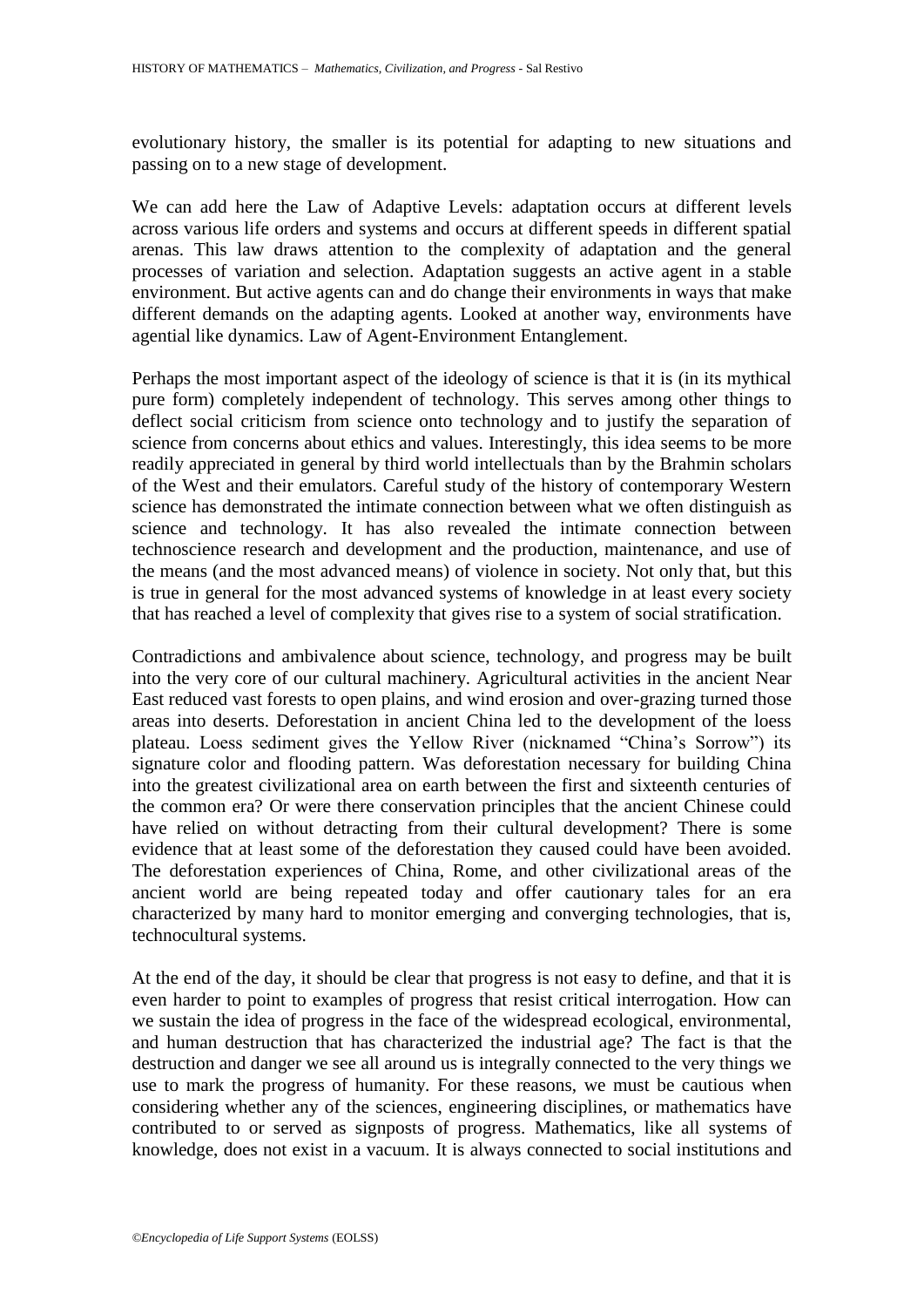evolutionary history, the smaller is its potential for adapting to new situations and passing on to a new stage of development.

We can add here the Law of Adaptive Levels: adaptation occurs at different levels across various life orders and systems and occurs at different speeds in different spatial arenas. This law draws attention to the complexity of adaptation and the general processes of variation and selection. Adaptation suggests an active agent in a stable environment. But active agents can and do change their environments in ways that make different demands on the adapting agents. Looked at another way, environments have agential like dynamics. Law of Agent-Environment Entanglement.

Perhaps the most important aspect of the ideology of science is that it is (in its mythical pure form) completely independent of technology. This serves among other things to deflect social criticism from science onto technology and to justify the separation of science from concerns about ethics and values. Interestingly, this idea seems to be more readily appreciated in general by third world intellectuals than by the Brahmin scholars of the West and their emulators. Careful study of the history of contemporary Western science has demonstrated the intimate connection between what we often distinguish as science and technology. It has also revealed the intimate connection between technoscience research and development and the production, maintenance, and use of the means (and the most advanced means) of violence in society. Not only that, but this is true in general for the most advanced systems of knowledge in at least every society that has reached a level of complexity that gives rise to a system of social stratification.

Contradictions and ambivalence about science, technology, and progress may be built into the very core of our cultural machinery. Agricultural activities in the ancient Near East reduced vast forests to open plains, and wind erosion and over-grazing turned those areas into deserts. Deforestation in ancient China led to the development of the loess plateau. Loess sediment gives the Yellow River (nicknamed "China's Sorrow") its signature color and flooding pattern. Was deforestation necessary for building China into the greatest civilizational area on earth between the first and sixteenth centuries of the common era? Or were there conservation principles that the ancient Chinese could have relied on without detracting from their cultural development? There is some evidence that at least some of the deforestation they caused could have been avoided. The deforestation experiences of China, Rome, and other civilizational areas of the ancient world are being repeated today and offer cautionary tales for an era characterized by many hard to monitor emerging and converging technologies, that is, technocultural systems.

At the end of the day, it should be clear that progress is not easy to define, and that it is even harder to point to examples of progress that resist critical interrogation. How can we sustain the idea of progress in the face of the widespread ecological, environmental, and human destruction that has characterized the industrial age? The fact is that the destruction and danger we see all around us is integrally connected to the very things we use to mark the progress of humanity. For these reasons, we must be cautious when considering whether any of the sciences, engineering disciplines, or mathematics have contributed to or served as signposts of progress. Mathematics, like all systems of knowledge, does not exist in a vacuum. It is always connected to social institutions and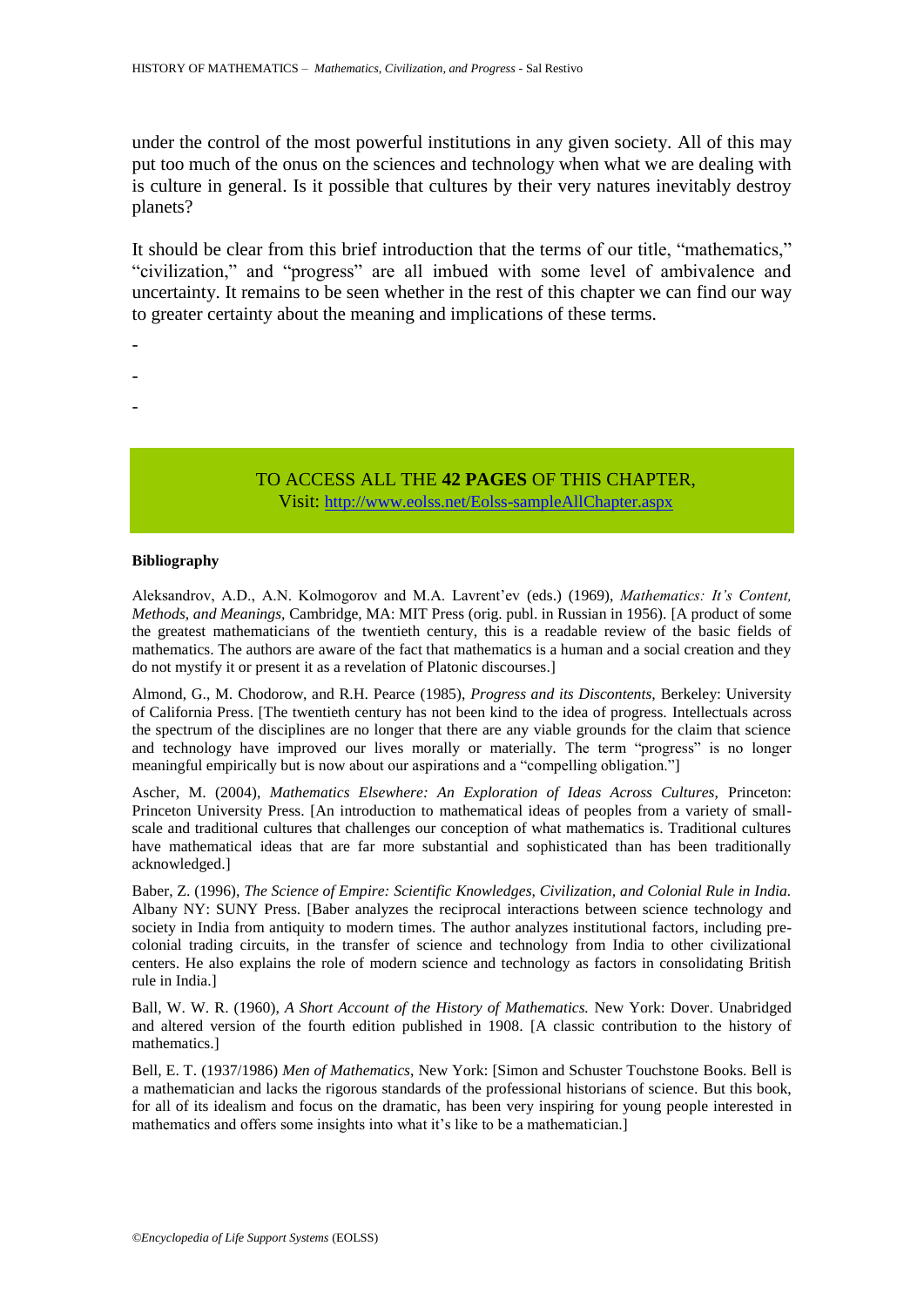under the control of the most powerful institutions in any given society. All of this may put too much of the onus on the sciences and technology when what we are dealing with is culture in general. Is it possible that cultures by their very natures inevitably destroy planets?

It should be clear from this brief introduction that the terms of our title, "mathematics," "civilization," and "progress" are all imbued with some level of ambivalence and uncertainty. It remains to be seen whether in the rest of this chapter we can find our way to greater certainty about the meaning and implications of these terms.

-

-

-

TO ACCESS ALL THE **42 PAGES** OF THIS CHAPTER,
Visit: http://www.eolss.net/Eolss-sampleAllChapter.aspx

**Bibliography**

Aleksandrov, A.D., A.N. Kolmogorov and M.A. Lavrent'ev (eds.) (1969), *Mathematics: It's Content, Methods, and Meanings*, Cambridge, MA: MIT Press (orig. publ. in Russian in 1956). [A product of some the greatest mathematicians of the twentieth century, this is a readable review of the basic fields of mathematics. The authors are aware of the fact that mathematics is a human and a social creation and they do not mystify it or present it as a revelation of Platonic discourses.]

Almond, G., M. Chodorow, and R.H. Pearce (1985), *Progress and its Discontents,* Berkeley: University of California Press. [The twentieth century has not been kind to the idea of progress. Intellectuals across the spectrum of the disciplines are no longer that there are any viable grounds for the claim that science and technology have improved our lives morally or materially. The term "progress" is no longer meaningful empirically but is now about our aspirations and a "compelling obligation."]

Ascher, M. (2004), *Mathematics Elsewhere: An Exploration of Ideas Across Cultures,* Princeton: Princeton University Press. [An introduction to mathematical ideas of peoples from a variety of small-scale and traditional cultures that challenges our conception of what mathematics is. Traditional cultures have mathematical ideas that are far more substantial and sophisticated than has been traditionally acknowledged.]

Baber, Z. (1996), *The Science of Empire: Scientific Knowledges, Civilization, and Colonial Rule in India.* Albany NY: SUNY Press. [Baber analyzes the reciprocal interactions between science technology and society in India from antiquity to modern times. The author analyzes institutional factors, including pre-colonial trading circuits, in the transfer of science and technology from India to other civilizational centers. He also explains the role of modern science and technology as factors in consolidating British rule in India.]

Ball, W. W. R. (1960), *A Short Account of the History of Mathematics.* New York: Dover. Unabridged and altered version of the fourth edition published in 1908. [A classic contribution to the history of mathematics.]

Bell, E. T. (1937/1986) *Men of Mathematics*, New York: [Simon and Schuster Touchstone Books. Bell is a mathematician and lacks the rigorous standards of the professional historians of science. But this book, for all of its idealism and focus on the dramatic, has been very inspiring for young people interested in mathematics and offers some insights into what it's like to be a mathematician.]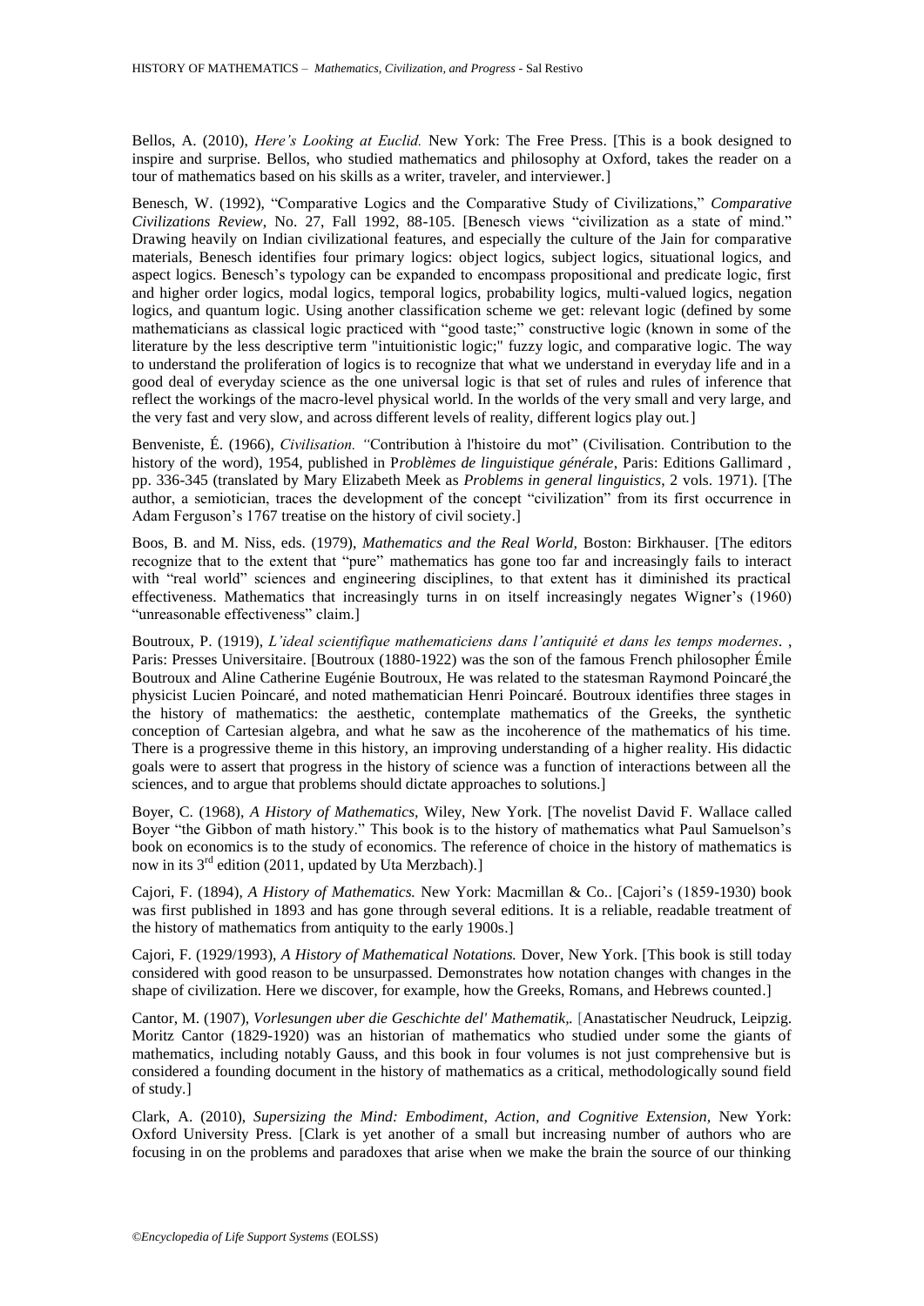Bellos, A. (2010), *Here's Looking at Euclid.* New York: The Free Press. [This is a book designed to inspire and surprise. Bellos, who studied mathematics and philosophy at Oxford, takes the reader on a tour of mathematics based on his skills as a writer, traveler, and interviewer.]

Benesch, W. (1992), "Comparative Logics and the Comparative Study of Civilizations," *Comparative Civilizations Review*, No. 27, Fall 1992, 88-105. [Benesch views "civilization as a state of mind." Drawing heavily on Indian civilizational features, and especially the culture of the Jain for comparative materials, Benesch identifies four primary logics: object logics, subject logics, situational logics, and aspect logics. Benesch's typology can be expanded to encompass propositional and predicate logic, first and higher order logics, modal logics, temporal logics, probability logics, multi-valued logics, negation logics, and quantum logic. Using another classification scheme we get: relevant logic (defined by some mathematicians as classical logic practiced with "good taste;" constructive logic (known in some of the literature by the less descriptive term "intuitionistic logic;" fuzzy logic, and comparative logic. The way to understand the proliferation of logics is to recognize that what we understand in everyday life and in a good deal of everyday science as the one universal logic is that set of rules and rules of inference that reflect the workings of the macro-level physical world. In the worlds of the very small and very large, and the very fast and very slow, and across different levels of reality, different logics play out.]

Benveniste, É. (1966), *Civilisation. "*Contribution à l'histoire du mot" (Civilisation. Contribution to the history of the word), 1954, published in P*roblèmes de linguistique générale*, Paris: Editions Gallimard , pp. 336-345 (translated by Mary Elizabeth Meek as *Problems in general linguistics*, 2 vols. 1971). [The author, a semiotician, traces the development of the concept "civilization" from its first occurrence in Adam Ferguson's 1767 treatise on the history of civil society.]

Boos, B. and M. Niss, eds. (1979), *Mathematics and the Real World,* Boston: Birkhauser. [The editors recognize that to the extent that "pure" mathematics has gone too far and increasingly fails to interact with "real world" sciences and engineering disciplines, to that extent has it diminished its practical effectiveness. Mathematics that increasingly turns in on itself increasingly negates Wigner's (1960) "unreasonable effectiveness" claim.]

Boutroux, P. (1919), *L'ideal scientifique mathematiciens dans l'antiquité et dans les temps modernes*. , Paris: Presses Universitaire. [Boutroux (1880-1922) was the son of the famous French philosopher Émile Boutroux and Aline Catherine Eugénie Boutroux, He was related to the statesman Raymond Poincaré¸the physicist Lucien Poincaré, and noted mathematician Henri Poincaré. Boutroux identifies three stages in the history of mathematics: the aesthetic, contemplate mathematics of the Greeks, the synthetic conception of Cartesian algebra, and what he saw as the incoherence of the mathematics of his time. There is a progressive theme in this history, an improving understanding of a higher reality. His didactic goals were to assert that progress in the history of science was a function of interactions between all the sciences, and to argue that problems should dictate approaches to solutions.]

Boyer, C. (1968), *A History of Mathematics,* Wiley, New York. [The novelist David F. Wallace called Boyer "the Gibbon of math history." This book is to the history of mathematics what Paul Samuelson's book on economics is to the study of economics. The reference of choice in the history of mathematics is now in its 3rd edition (2011, updated by Uta Merzbach).]

Cajori, F. (1894), *A History of Mathematics.* New York: Macmillan & Co.. [Cajori's (1859-1930) book was first published in 1893 and has gone through several editions. It is a reliable, readable treatment of the history of mathematics from antiquity to the early 1900s.]

Cajori, F. (1929/1993), *A History of Mathematical Notations.* Dover, New York. [This book is still today considered with good reason to be unsurpassed. Demonstrates how notation changes with changes in the shape of civilization. Here we discover, for example, how the Greeks, Romans, and Hebrews counted.]

Cantor, M. (1907), *Vorlesungen uber die Geschichte del' Mathematik,*. [Anastatischer Neudruck, Leipzig. Moritz Cantor (1829-1920) was an historian of mathematics who studied under some the giants of mathematics, including notably Gauss, and this book in four volumes is not just comprehensive but is considered a founding document in the history of mathematics as a critical, methodologically sound field of study.]

Clark, A. (2010), *Supersizing the Mind: Embodiment, Action, and Cognitive Extension,* New York: Oxford University Press. [Clark is yet another of a small but increasing number of authors who are focusing in on the problems and paradoxes that arise when we make the brain the source of our thinking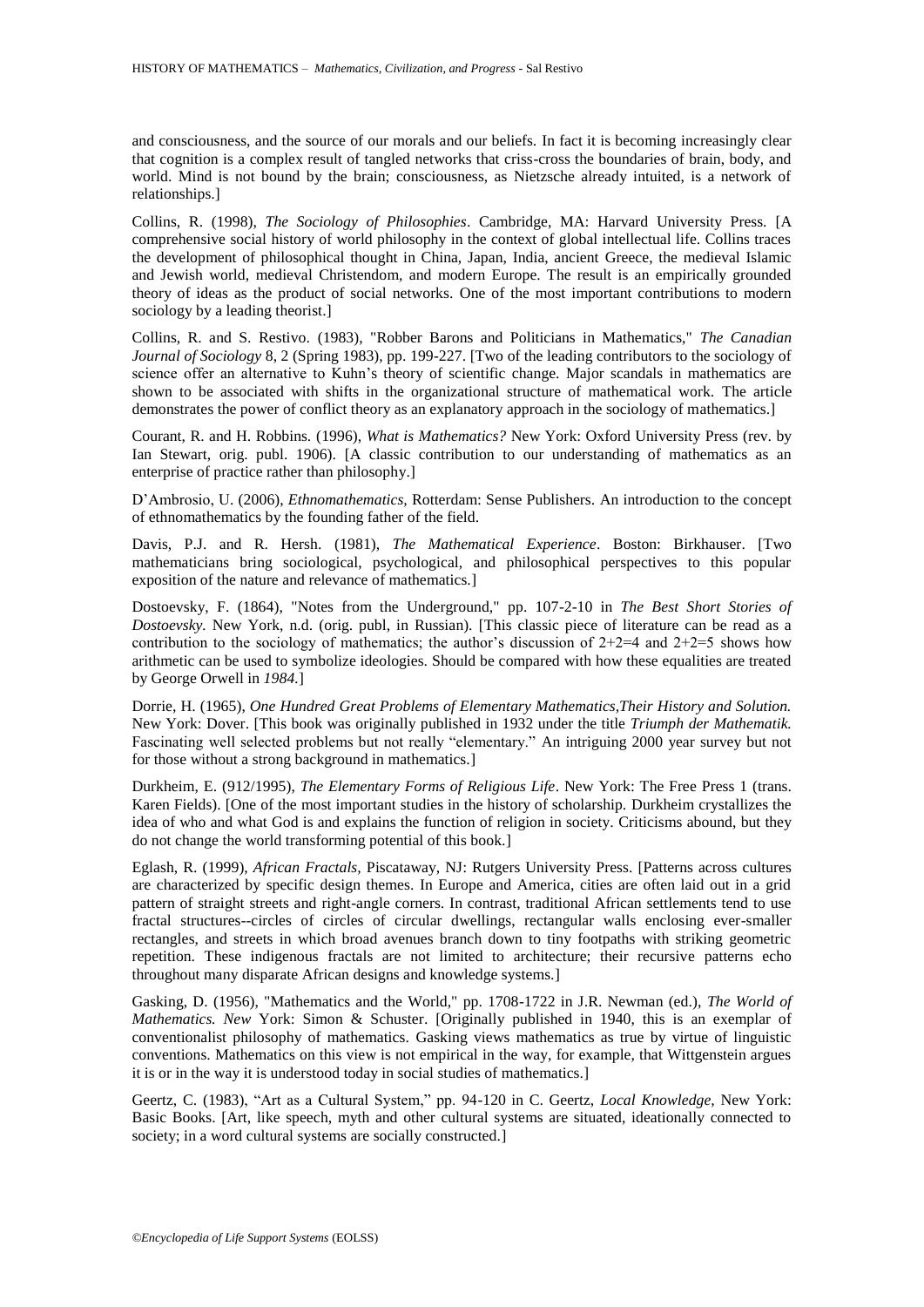and consciousness, and the source of our morals and our beliefs. In fact it is becoming increasingly clear that cognition is a complex result of tangled networks that criss-cross the boundaries of brain, body, and world. Mind is not bound by the brain; consciousness, as Nietzsche already intuited, is a network of relationships.]

Collins, R. (1998), *The Sociology of Philosophies*. Cambridge, MA: Harvard University Press. [A comprehensive social history of world philosophy in the context of global intellectual life. Collins traces the development of philosophical thought in China, Japan, India, ancient Greece, the medieval Islamic and Jewish world, medieval Christendom, and modern Europe. The result is an empirically grounded theory of ideas as the product of social networks. One of the most important contributions to modern sociology by a leading theorist.]

Collins, R. and S. Restivo. (1983), "Robber Barons and Politicians in Mathematics," *The Canadian Journal of Sociology* 8, 2 (Spring 1983), pp. 199-227. [Two of the leading contributors to the sociology of science offer an alternative to Kuhn's theory of scientific change. Major scandals in mathematics are shown to be associated with shifts in the organizational structure of mathematical work. The article demonstrates the power of conflict theory as an explanatory approach in the sociology of mathematics.]

Courant, R. and H. Robbins. (1996), *What is Mathematics?* New York: Oxford University Press (rev. by Ian Stewart, orig. publ. 1906). [A classic contribution to our understanding of mathematics as an enterprise of practice rather than philosophy.]

D'Ambrosio, U. (2006), *Ethnomathematics*, Rotterdam: Sense Publishers. An introduction to the concept of ethnomathematics by the founding father of the field.

Davis, P.J. and R. Hersh. (1981), *The Mathematical Experience*. Boston: Birkhauser. [Two mathematicians bring sociological, psychological, and philosophical perspectives to this popular exposition of the nature and relevance of mathematics.]

Dostoevsky, F. (1864), "Notes from the Underground," pp. 107-2-10 in *The Best Short Stories of Dostoevsky*. New York, n.d. (orig. publ, in Russian). [This classic piece of literature can be read as a contribution to the sociology of mathematics; the author's discussion of 2+2=4 and 2+2=5 shows how arithmetic can be used to symbolize ideologies. Should be compared with how these equalities are treated by George Orwell in *1984*.]

Dorrie, H. (1965), *One Hundred Great Problems of Elementary Mathematics,Their History and Solution.* New York: Dover. [This book was originally published in 1932 under the title *Triumph der Mathematik.* Fascinating well selected problems but not really "elementary." An intriguing 2000 year survey but not for those without a strong background in mathematics.]

Durkheim, E. (912/1995), *The Elementary Forms of Religious Life*. New York: The Free Press 1 (trans. Karen Fields). [One of the most important studies in the history of scholarship. Durkheim crystallizes the idea of who and what God is and explains the function of religion in society. Criticisms abound, but they do not change the world transforming potential of this book.]

Eglash, R. (1999), *African Fractals,* Piscataway, NJ: Rutgers University Press. [Patterns across cultures are characterized by specific design themes. In Europe and America, cities are often laid out in a grid pattern of straight streets and right-angle corners. In contrast, traditional African settlements tend to use fractal structures--circles of circles of circular dwellings, rectangular walls enclosing ever-smaller rectangles, and streets in which broad avenues branch down to tiny footpaths with striking geometric repetition. These indigenous fractals are not limited to architecture; their recursive patterns echo throughout many disparate African designs and knowledge systems.]

Gasking, D. (1956), "Mathematics and the World," pp. 1708-1722 in J.R. Newman (ed.), *The World of Mathematics. New* York: Simon & Schuster. [Originally published in 1940, this is an exemplar of conventionalist philosophy of mathematics. Gasking views mathematics as true by virtue of linguistic conventions. Mathematics on this view is not empirical in the way, for example, that Wittgenstein argues it is or in the way it is understood today in social studies of mathematics.]

Geertz, C. (1983), "Art as a Cultural System," pp. 94-120 in C. Geertz, *Local Knowledge,* New York: Basic Books. [Art, like speech, myth and other cultural systems are situated, ideationally connected to society; in a word cultural systems are socially constructed.]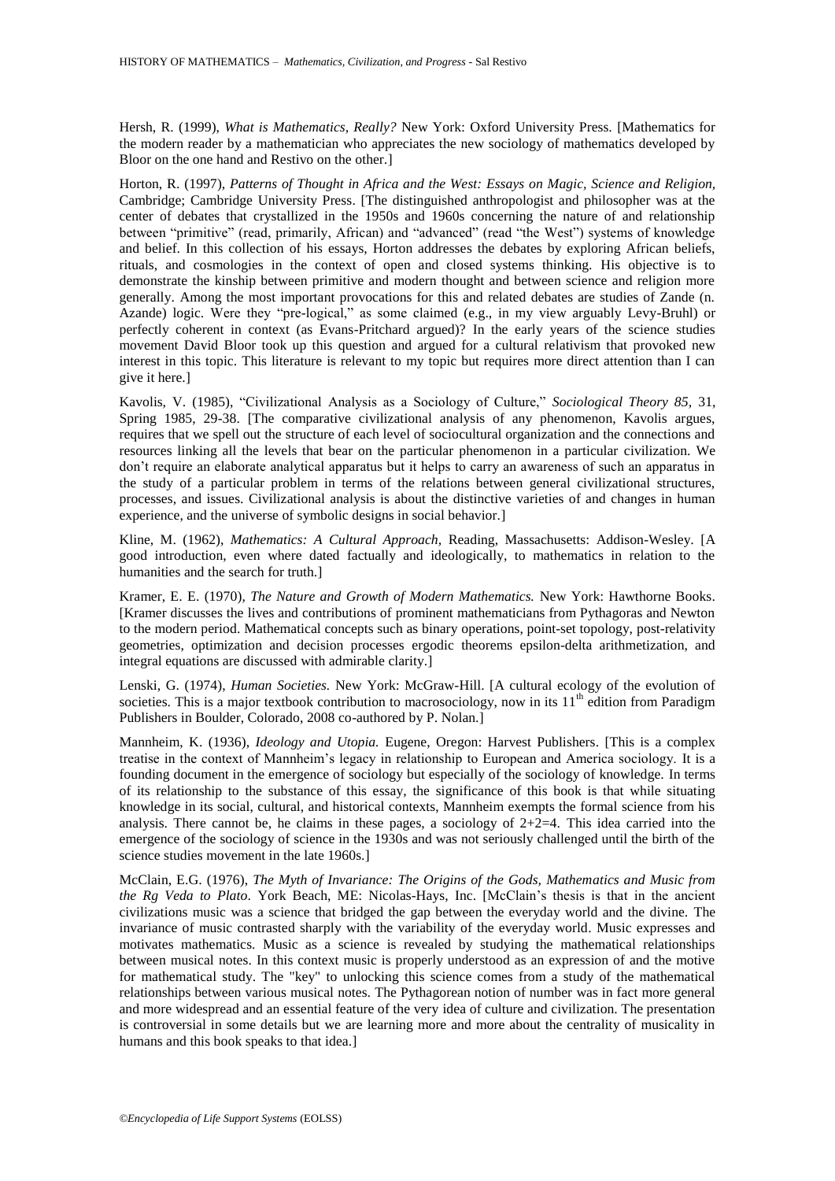Hersh, R. (1999), *What is Mathematics, Really?* New York: Oxford University Press. [Mathematics for the modern reader by a mathematician who appreciates the new sociology of mathematics developed by Bloor on the one hand and Restivo on the other.]

Horton, R. (1997), *Patterns of Thought in Africa and the West: Essays on Magic, Science and Religion*, Cambridge; Cambridge University Press. [The distinguished anthropologist and philosopher was at the center of debates that crystallized in the 1950s and 1960s concerning the nature of and relationship between "primitive" (read, primarily, African) and "advanced" (read "the West") systems of knowledge and belief. In this collection of his essays, Horton addresses the debates by exploring African beliefs, rituals, and cosmologies in the context of open and closed systems thinking. His objective is to demonstrate the kinship between primitive and modern thought and between science and religion more generally. Among the most important provocations for this and related debates are studies of Zande (n. Azande) logic. Were they "pre-logical," as some claimed (e.g., in my view arguably Levy-Bruhl) or perfectly coherent in context (as Evans-Pritchard argued)? In the early years of the science studies movement David Bloor took up this question and argued for a cultural relativism that provoked new interest in this topic. This literature is relevant to my topic but requires more direct attention than I can give it here.]

Kavolis, V. (1985), "Civilizational Analysis as a Sociology of Culture," *Sociological Theory 85*, 31, Spring 1985, 29-38. [The comparative civilizational analysis of any phenomenon, Kavolis argues, requires that we spell out the structure of each level of sociocultural organization and the connections and resources linking all the levels that bear on the particular phenomenon in a particular civilization. We don't require an elaborate analytical apparatus but it helps to carry an awareness of such an apparatus in the study of a particular problem in terms of the relations between general civilizational structures, processes, and issues. Civilizational analysis is about the distinctive varieties of and changes in human experience, and the universe of symbolic designs in social behavior.]

Kline, M. (1962), *Mathematics: A Cultural Approach*, Reading, Massachusetts: Addison-Wesley. [A good introduction, even where dated factually and ideologically, to mathematics in relation to the humanities and the search for truth.]

Kramer, E. E. (1970), *The Nature and Growth of Modern Mathematics.* New York: Hawthorne Books. [Kramer discusses the lives and contributions of prominent mathematicians from Pythagoras and Newton to the modern period. Mathematical concepts such as binary operations, point-set topology, post-relativity geometries, optimization and decision processes ergodic theorems epsilon-delta arithmetization, and integral equations are discussed with admirable clarity.]

Lenski, G. (1974), *Human Societies.* New York: McGraw-Hill. [A cultural ecology of the evolution of societies. This is a major textbook contribution to macrosociology, now in its 11th edition from Paradigm Publishers in Boulder, Colorado, 2008 co-authored by P. Nolan.]

Mannheim, K. (1936), *Ideology and Utopia.* Eugene, Oregon: Harvest Publishers. [This is a complex treatise in the context of Mannheim's legacy in relationship to European and America sociology. It is a founding document in the emergence of sociology but especially of the sociology of knowledge. In terms of its relationship to the substance of this essay, the significance of this book is that while situating knowledge in its social, cultural, and historical contexts, Mannheim exempts the formal science from his analysis. There cannot be, he claims in these pages, a sociology of 2+2=4. This idea carried into the emergence of the sociology of science in the 1930s and was not seriously challenged until the birth of the science studies movement in the late 1960s.]

McClain, E.G. (1976), *The Myth of Invariance: The Origins of the Gods, Mathematics and Music from the Rg Veda to Plato*. York Beach, ME: Nicolas-Hays, Inc. [McClain's thesis is that in the ancient civilizations music was a science that bridged the gap between the everyday world and the divine. The invariance of music contrasted sharply with the variability of the everyday world. Music expresses and motivates mathematics. Music as a science is revealed by studying the mathematical relationships between musical notes. In this context music is properly understood as an expression of and the motive for mathematical study. The "key" to unlocking this science comes from a study of the mathematical relationships between various musical notes. The Pythagorean notion of number was in fact more general and more widespread and an essential feature of the very idea of culture and civilization. The presentation is controversial in some details but we are learning more and more about the centrality of musicality in humans and this book speaks to that idea.]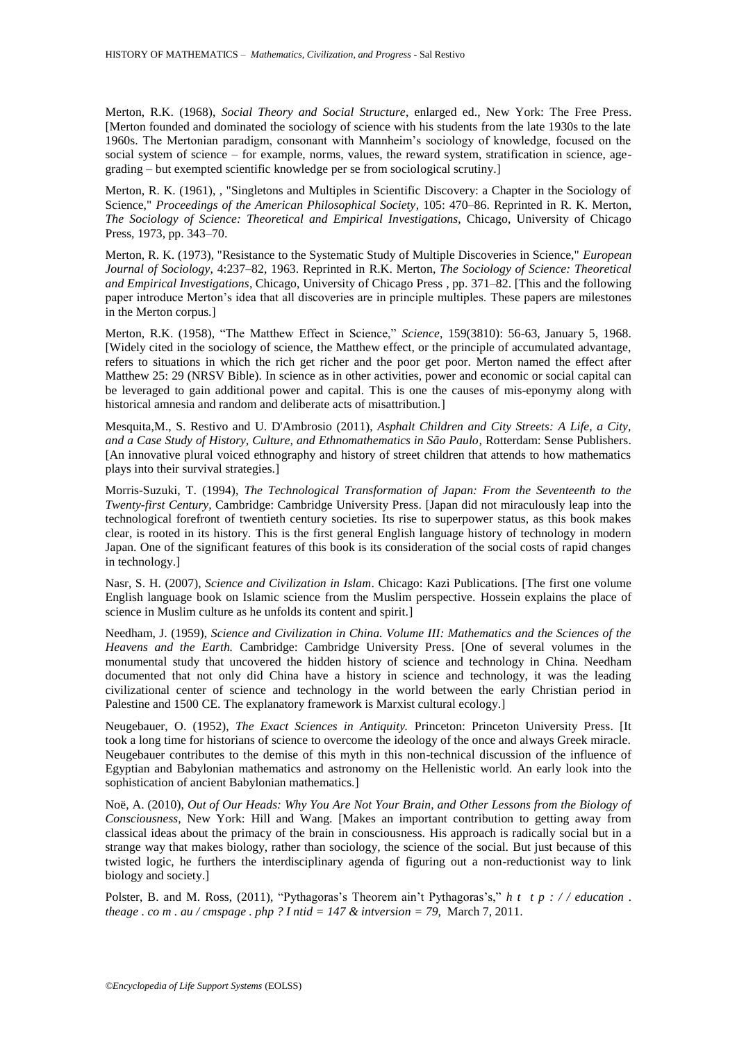Merton, R.K. (1968), *Social Theory and Social Structure*, enlarged ed., New York: The Free Press. [Merton founded and dominated the sociology of science with his students from the late 1930s to the late 1960s. The Mertonian paradigm, consonant with Mannheim's sociology of knowledge, focused on the social system of science – for example, norms, values, the reward system, stratification in science, age-grading – but exempted scientific knowledge per se from sociological scrutiny.]

Merton, R. K. (1961), , "Singletons and Multiples in Scientific Discovery: a Chapter in the Sociology of Science," *Proceedings of the American Philosophical Society*, 105: 470–86. Reprinted in R. K. Merton, *The Sociology of Science: Theoretical and Empirical Investigations*, Chicago, University of Chicago Press, 1973, pp. 343–70.

Merton, R. K. (1973), "Resistance to the Systematic Study of Multiple Discoveries in Science," *European Journal of Sociology*, 4:237–82, 1963. Reprinted in R.K. Merton, *The Sociology of Science: Theoretical and Empirical Investigations*, Chicago, University of Chicago Press , pp. 371–82. [This and the following paper introduce Merton's idea that all discoveries are in principle multiples. These papers are milestones in the Merton corpus.]

Merton, R.K. (1958), "The Matthew Effect in Science," *Science*, 159(3810): 56-63, January 5, 1968. [Widely cited in the sociology of science, the Matthew effect, or the principle of accumulated advantage, refers to situations in which the rich get richer and the poor get poor. Merton named the effect after Matthew 25: 29 (NRSV Bible). In science as in other activities, power and economic or social capital can be leveraged to gain additional power and capital. This is one the causes of mis-eponymy along with historical amnesia and random and deliberate acts of misattribution.]

Mesquita,M., S. Restivo and U. D'Ambrosio (2011), *Asphalt Children and City Streets: A Life, a City, and a Case Study of History, Culture, and Ethnomathematics in São Paulo*, Rotterdam: Sense Publishers. [An innovative plural voiced ethnography and history of street children that attends to how mathematics plays into their survival strategies.]

Morris-Suzuki, T. (1994), *The Technological Transformation of Japan: From the Seventeenth to the Twenty-first Century*, Cambridge: Cambridge University Press. [Japan did not miraculously leap into the technological forefront of twentieth century societies. Its rise to superpower status, as this book makes clear, is rooted in its history. This is the first general English language history of technology in modern Japan. One of the significant features of this book is its consideration of the social costs of rapid changes in technology.]

Nasr, S. H. (2007), *Science and Civilization in Islam*. Chicago: Kazi Publications. [The first one volume English language book on Islamic science from the Muslim perspective. Hossein explains the place of science in Muslim culture as he unfolds its content and spirit.]

Needham, J. (1959), *Science and Civilization in China. Volume III: Mathematics and the Sciences of the Heavens and the Earth.* Cambridge: Cambridge University Press. [One of several volumes in the monumental study that uncovered the hidden history of science and technology in China. Needham documented that not only did China have a history in science and technology, it was the leading civilizational center of science and technology in the world between the early Christian period in Palestine and 1500 CE. The explanatory framework is Marxist cultural ecology.]

Neugebauer, O. (1952), *The Exact Sciences in Antiquity.* Princeton: Princeton University Press. [It took a long time for historians of science to overcome the ideology of the once and always Greek miracle. Neugebauer contributes to the demise of this myth in this non-technical discussion of the influence of Egyptian and Babylonian mathematics and astronomy on the Hellenistic world. An early look into the sophistication of ancient Babylonian mathematics.]

Noë, A. (2010), *Out of Our Heads: Why You Are Not Your Brain, and Other Lessons from the Biology of Consciousness,* New York: Hill and Wang. [Makes an important contribution to getting away from classical ideas about the primacy of the brain in consciousness. His approach is radically social but in a strange way that makes biology, rather than sociology, the science of the social. But just because of this twisted logic, he furthers the interdisciplinary agenda of figuring out a non-reductionist way to link biology and society.]

Polster, B. and M. Ross, (2011), "Pythagoras's Theorem ain't Pythagoras's," *h t t p : / / education . theage . co m . au / cmspage . php ? I ntid = 147 & intversion = 79*, March 7, 2011.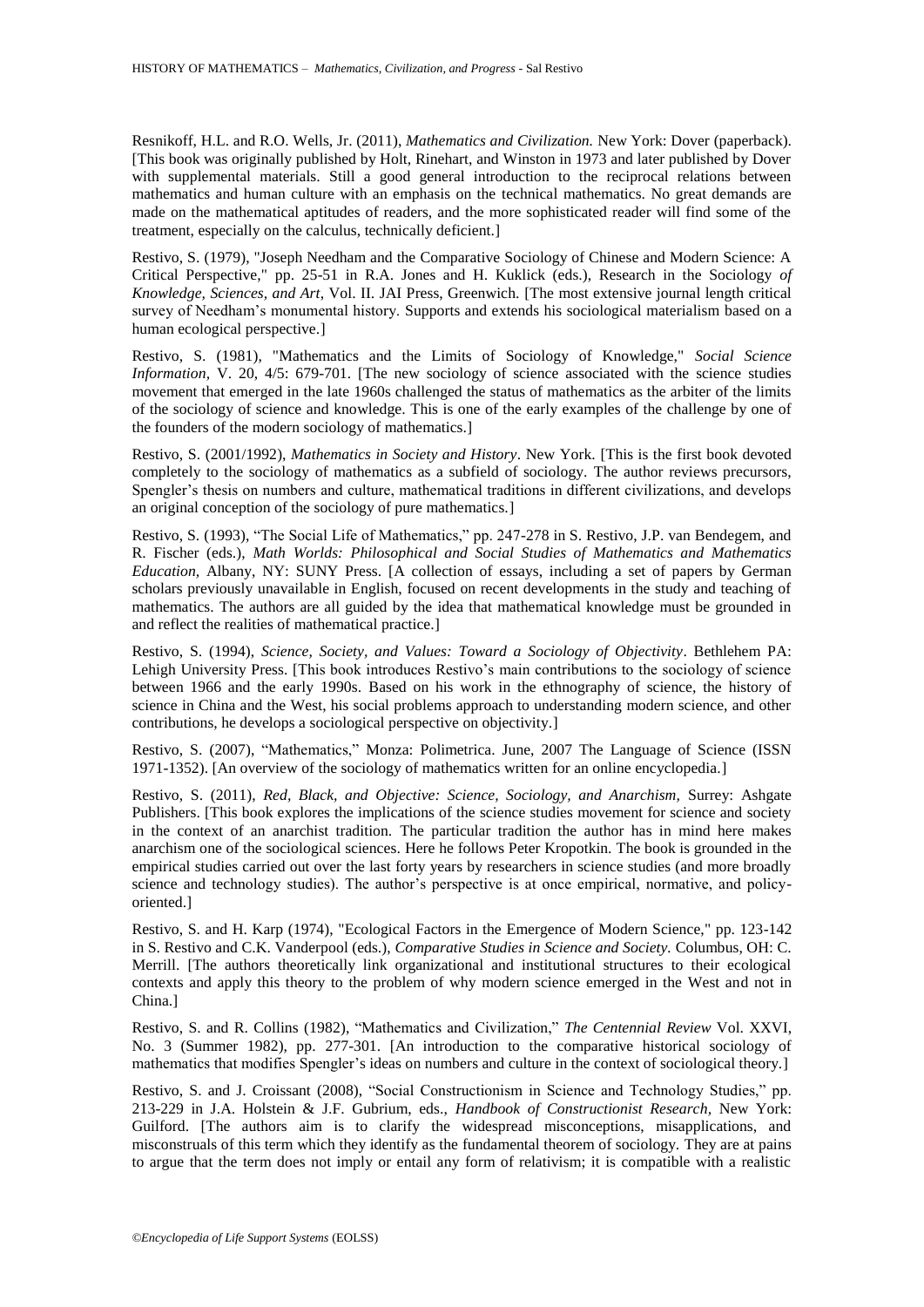Resnikoff, H.L. and R.O. Wells, Jr. (2011), *Mathematics and Civilization.* New York: Dover (paperback). [This book was originally published by Holt, Rinehart, and Winston in 1973 and later published by Dover with supplemental materials. Still a good general introduction to the reciprocal relations between mathematics and human culture with an emphasis on the technical mathematics. No great demands are made on the mathematical aptitudes of readers, and the more sophisticated reader will find some of the treatment, especially on the calculus, technically deficient.]

Restivo, S. (1979), "Joseph Needham and the Comparative Sociology of Chinese and Modern Science: A Critical Perspective," pp. 25-51 in R.A. Jones and H. Kuklick (eds.), Research in the Sociology *of Knowledge, Sciences, and Art*, Vol. II. JAI Press, Greenwich. [The most extensive journal length critical survey of Needham's monumental history. Supports and extends his sociological materialism based on a human ecological perspective.]

Restivo, S. (1981), "Mathematics and the Limits of Sociology of Knowledge," *Social Science Information,* V. 20, 4/5: 679-701. [The new sociology of science associated with the science studies movement that emerged in the late 1960s challenged the status of mathematics as the arbiter of the limits of the sociology of science and knowledge. This is one of the early examples of the challenge by one of the founders of the modern sociology of mathematics.]

Restivo, S. (2001/1992), *Mathematics in Society and History*. New York. [This is the first book devoted completely to the sociology of mathematics as a subfield of sociology. The author reviews precursors, Spengler's thesis on numbers and culture, mathematical traditions in different civilizations, and develops an original conception of the sociology of pure mathematics.]

Restivo, S. (1993), "The Social Life of Mathematics," pp. 247-278 in S. Restivo, J.P. van Bendegem, and R. Fischer (eds.), *Math Worlds: Philosophical and Social Studies of Mathematics and Mathematics Education,* Albany, NY: SUNY Press. [A collection of essays, including a set of papers by German scholars previously unavailable in English, focused on recent developments in the study and teaching of mathematics. The authors are all guided by the idea that mathematical knowledge must be grounded in and reflect the realities of mathematical practice.]

Restivo, S. (1994), *Science, Society, and Values: Toward a Sociology of Objectivity*. Bethlehem PA: Lehigh University Press. [This book introduces Restivo's main contributions to the sociology of science between 1966 and the early 1990s. Based on his work in the ethnography of science, the history of science in China and the West, his social problems approach to understanding modern science, and other contributions, he develops a sociological perspective on objectivity.]

Restivo, S. (2007), "Mathematics," Monza: Polimetrica. June, 2007 The Language of Science (ISSN 1971-1352). [An overview of the sociology of mathematics written for an online encyclopedia.]

Restivo, S. (2011), *Red, Black, and Objective: Science, Sociology, and Anarchism,* Surrey: Ashgate Publishers. [This book explores the implications of the science studies movement for science and society in the context of an anarchist tradition. The particular tradition the author has in mind here makes anarchism one of the sociological sciences. Here he follows Peter Kropotkin. The book is grounded in the empirical studies carried out over the last forty years by researchers in science studies (and more broadly science and technology studies). The author's perspective is at once empirical, normative, and policy-oriented.]

Restivo, S. and H. Karp (1974), "Ecological Factors in the Emergence of Modern Science," pp. 123-142 in S. Restivo and C.K. Vanderpool (eds.), *Comparative Studies in Science and Society.* Columbus, OH: C. Merrill. [The authors theoretically link organizational and institutional structures to their ecological contexts and apply this theory to the problem of why modern science emerged in the West and not in China.]

Restivo, S. and R. Collins (1982), "Mathematics and Civilization," *The Centennial Review* Vol. XXVI, No. 3 (Summer 1982), pp. 277-301. [An introduction to the comparative historical sociology of mathematics that modifies Spengler's ideas on numbers and culture in the context of sociological theory.]

Restivo, S. and J. Croissant (2008), "Social Constructionism in Science and Technology Studies," pp. 213-229 in J.A. Holstein & J.F. Gubrium, eds., *Handbook of Constructionist Research,* New York: Guilford. [The authors aim is to clarify the widespread misconceptions, misapplications, and misconstruals of this term which they identify as the fundamental theorem of sociology. They are at pains to argue that the term does not imply or entail any form of relativism; it is compatible with a realistic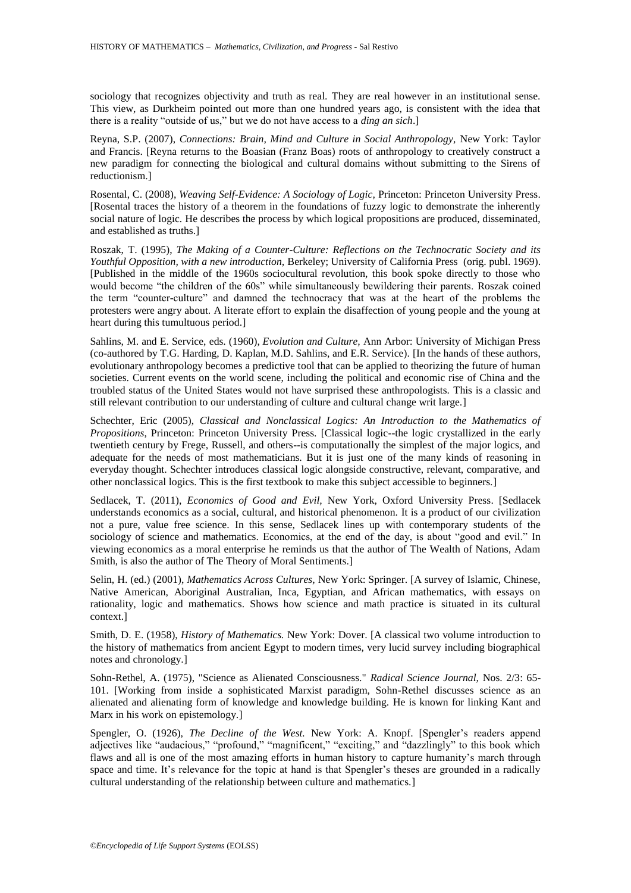sociology that recognizes objectivity and truth as real. They are real however in an institutional sense. This view, as Durkheim pointed out more than one hundred years ago, is consistent with the idea that there is a reality "outside of us," but we do not have access to a *ding an sich*.]

Reyna, S.P. (2007), *Connections: Brain, Mind and Culture in Social Anthropology,* New York: Taylor and Francis. [Reyna returns to the Boasian (Franz Boas) roots of anthropology to creatively construct a new paradigm for connecting the biological and cultural domains without submitting to the Sirens of reductionism.]

Rosental, C. (2008), *Weaving Self-Evidence: A Sociology of Logic,* Princeton: Princeton University Press. [Rosental traces the history of a theorem in the foundations of fuzzy logic to demonstrate the inherently social nature of logic. He describes the process by which logical propositions are produced, disseminated, and established as truths.]

Roszak, T. (1995), *The Making of a Counter-Culture: Reflections on the Technocratic Society and its Youthful Opposition, with a new introduction,* Berkeley; University of California Press (orig. publ. 1969). [Published in the middle of the 1960s sociocultural revolution, this book spoke directly to those who would become "the children of the 60s" while simultaneously bewildering their parents. Roszak coined the term "counter-culture" and damned the technocracy that was at the heart of the problems the protesters were angry about. A literate effort to explain the disaffection of young people and the young at heart during this tumultuous period.]

Sahlins, M. and E. Service, eds. (1960), *Evolution and Culture,* Ann Arbor: University of Michigan Press (co-authored by T.G. Harding, D. Kaplan, M.D. Sahlins, and E.R. Service). [In the hands of these authors, evolutionary anthropology becomes a predictive tool that can be applied to theorizing the future of human societies. Current events on the world scene, including the political and economic rise of China and the troubled status of the United States would not have surprised these anthropologists. This is a classic and still relevant contribution to our understanding of culture and cultural change writ large.]

Schechter, Eric (2005), *Classical and Nonclassical Logics: An Introduction to the Mathematics of Propositions*, Princeton: Princeton University Press. [Classical logic--the logic crystallized in the early twentieth century by Frege, Russell, and others--is computationally the simplest of the major logics, and adequate for the needs of most mathematicians. But it is just one of the many kinds of reasoning in everyday thought. Schechter introduces classical logic alongside constructive, relevant, comparative, and other nonclassical logics. This is the first textbook to make this subject accessible to beginners.]

Sedlacek, T. (2011), *Economics of Good and Evil,* New York, Oxford University Press. [Sedlacek understands economics as a social, cultural, and historical phenomenon. It is a product of our civilization not a pure, value free science. In this sense, Sedlacek lines up with contemporary students of the sociology of science and mathematics. Economics, at the end of the day, is about "good and evil." In viewing economics as a moral enterprise he reminds us that the author of The Wealth of Nations, Adam Smith, is also the author of The Theory of Moral Sentiments.]

Selin, H. (ed.) (2001), *Mathematics Across Cultures,* New York: Springer. [A survey of Islamic, Chinese, Native American, Aboriginal Australian, Inca, Egyptian, and African mathematics, with essays on rationality, logic and mathematics. Shows how science and math practice is situated in its cultural context.]

Smith, D. E. (1958), *History of Mathematics.* New York: Dover. [A classical two volume introduction to the history of mathematics from ancient Egypt to modern times, very lucid survey including biographical notes and chronology.]

Sohn-Rethel, A. (1975), "Science as Alienated Consciousness." *Radical Science Journal,* Nos. 2/3: 65-101. [Working from inside a sophisticated Marxist paradigm, Sohn-Rethel discusses science as an alienated and alienating form of knowledge and knowledge building. He is known for linking Kant and Marx in his work on epistemology.]

Spengler, O. (1926), *The Decline of the West.* New York: A. Knopf. [Spengler's readers append adjectives like "audacious," "profound," "magnificent," "exciting," and "dazzlingly" to this book which flaws and all is one of the most amazing efforts in human history to capture humanity's march through space and time. It's relevance for the topic at hand is that Spengler's theses are grounded in a radically cultural understanding of the relationship between culture and mathematics.]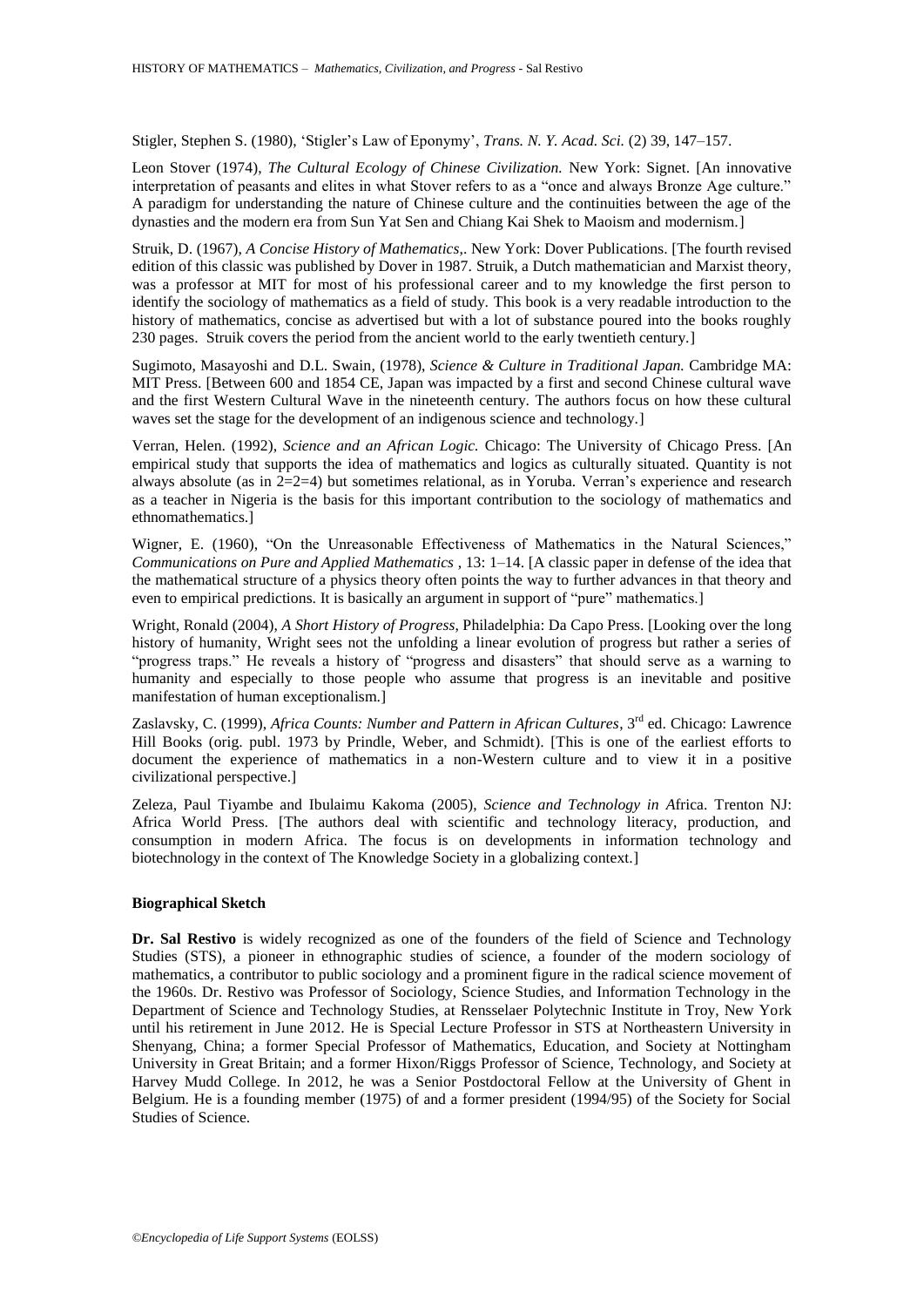Stigler, Stephen S. (1980), 'Stigler's Law of Eponymy', *Trans. N. Y. Acad. Sci.* (2) 39, 147–157.

Leon Stover (1974), *The Cultural Ecology of Chinese Civilization.* New York: Signet. [An innovative interpretation of peasants and elites in what Stover refers to as a "once and always Bronze Age culture." A paradigm for understanding the nature of Chinese culture and the continuities between the age of the dynasties and the modern era from Sun Yat Sen and Chiang Kai Shek to Maoism and modernism.]

Struik, D. (1967), *A Concise History of Mathematics*,. New York: Dover Publications. [The fourth revised edition of this classic was published by Dover in 1987. Struik, a Dutch mathematician and Marxist theory, was a professor at MIT for most of his professional career and to my knowledge the first person to identify the sociology of mathematics as a field of study. This book is a very readable introduction to the history of mathematics, concise as advertised but with a lot of substance poured into the books roughly 230 pages. Struik covers the period from the ancient world to the early twentieth century.]

Sugimoto, Masayoshi and D.L. Swain, (1978), *Science & Culture in Traditional Japan.* Cambridge MA: MIT Press. [Between 600 and 1854 CE, Japan was impacted by a first and second Chinese cultural wave and the first Western Cultural Wave in the nineteenth century. The authors focus on how these cultural waves set the stage for the development of an indigenous science and technology.]

Verran, Helen. (1992), *Science and an African Logic.* Chicago: The University of Chicago Press. [An empirical study that supports the idea of mathematics and logics as culturally situated. Quantity is not always absolute (as in 2=2=4) but sometimes relational, as in Yoruba. Verran's experience and research as a teacher in Nigeria is the basis for this important contribution to the sociology of mathematics and ethnomathematics.]

Wigner, E. (1960), "On the Unreasonable Effectiveness of Mathematics in the Natural Sciences," *Communications on Pure and Applied Mathematics* , 13: 1–14. [A classic paper in defense of the idea that the mathematical structure of a physics theory often points the way to further advances in that theory and even to empirical predictions. It is basically an argument in support of "pure" mathematics.]

Wright, Ronald (2004), *A Short History of Progress*, Philadelphia: Da Capo Press. [Looking over the long history of humanity, Wright sees not the unfolding a linear evolution of progress but rather a series of "progress traps." He reveals a history of "progress and disasters" that should serve as a warning to humanity and especially to those people who assume that progress is an inevitable and positive manifestation of human exceptionalism.]

Zaslavsky, C. (1999), *Africa Counts: Number and Pattern in African Cultures*, 3rd ed. Chicago: Lawrence Hill Books (orig. publ. 1973 by Prindle, Weber, and Schmidt). [This is one of the earliest efforts to document the experience of mathematics in a non-Western culture and to view it in a positive civilizational perspective.]

Zeleza, Paul Tiyambe and Ibulaimu Kakoma (2005), *Science and Technology in Africa.* Trenton NJ: Africa World Press. [The authors deal with scientific and technology literacy, production, and consumption in modern Africa. The focus is on developments in information technology and biotechnology in the context of The Knowledge Society in a globalizing context.]

### Biographical Sketch

**Dr. Sal Restivo** is widely recognized as one of the founders of the field of Science and Technology Studies (STS), a pioneer in ethnographic studies of science, a founder of the modern sociology of mathematics, a contributor to public sociology and a prominent figure in the radical science movement of the 1960s. Dr. Restivo was Professor of Sociology, Science Studies, and Information Technology in the Department of Science and Technology Studies, at Rensselaer Polytechnic Institute in Troy, New York until his retirement in June 2012. He is Special Lecture Professor in STS at Northeastern University in Shenyang, China; a former Special Professor of Mathematics, Education, and Society at Nottingham University in Great Britain; and a former Hixon/Riggs Professor of Science, Technology, and Society at Harvey Mudd College. In 2012, he was a Senior Postdoctoral Fellow at the University of Ghent in Belgium. He is a founding member (1975) of and a former president (1994/95) of the Society for Social Studies of Science.